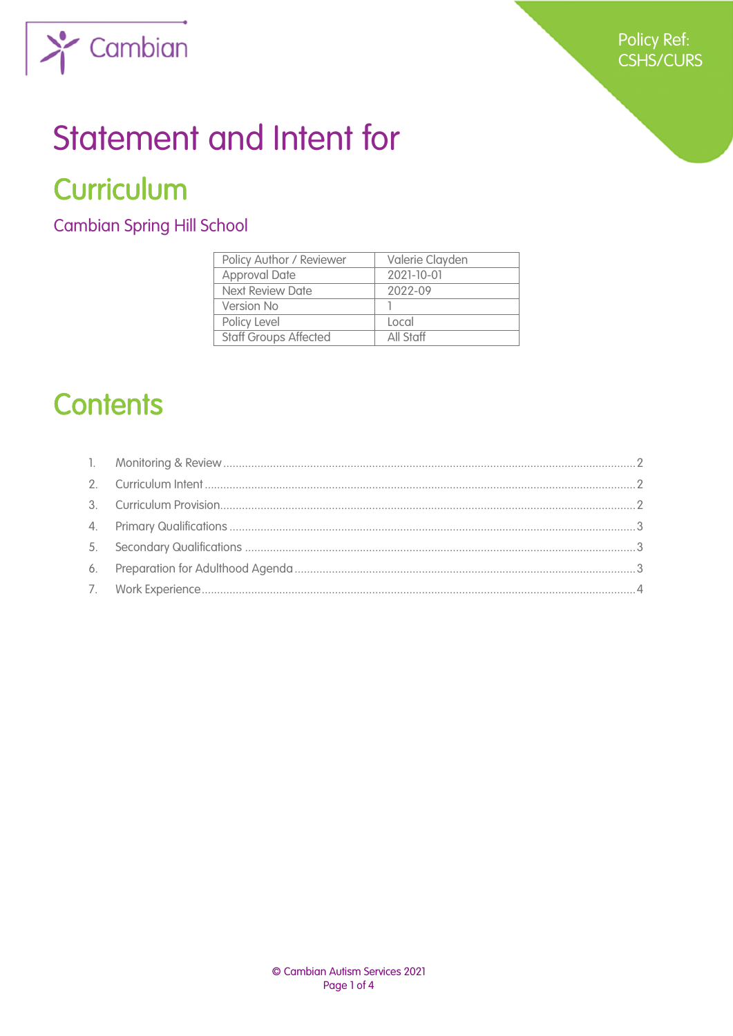Policy Ref: CSHS/CURS

# Statement and Intent for

# Curriculum

## Cambian Spring Hill School

| Policy Author / Reviewer | Valerie Clayden |
|---|---|
| Approval Date | 2021-10-01 |
| Next Review Date | 2022-09 |
| Version No | 1 |
| Policy Level | Local |
| Staff Groups Affected | All Staff |

# Contents

1. Monitoring & Review .......... 2
2. Curriculum Intent .......... 2
3. Curriculum Provision .......... 2
4. Primary Qualifications .......... 3
5. Secondary Qualifications .......... 3
6. Preparation for Adulthood Agenda .......... 3
7. Work Experience .......... 4

© Cambian Autism Services 2021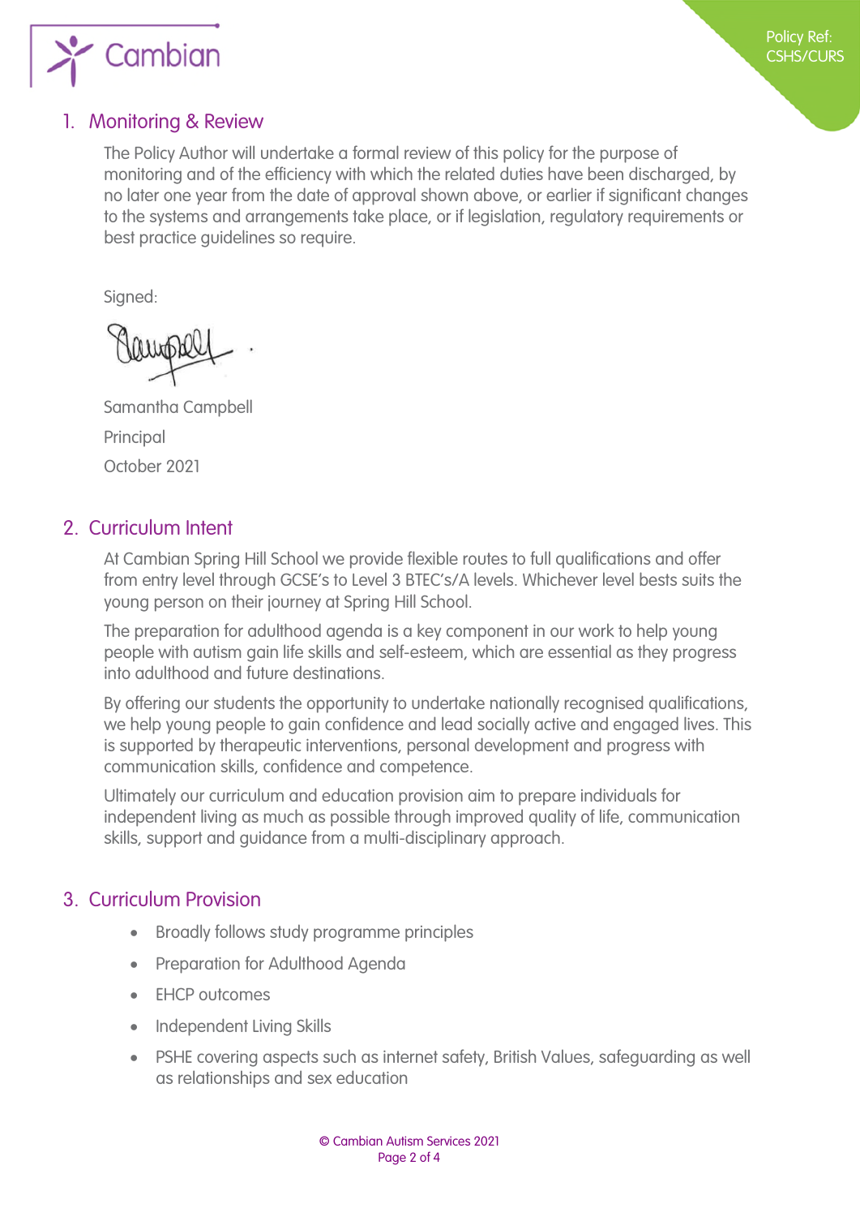## 1. Monitoring & Review

The Policy Author will undertake a formal review of this policy for the purpose of monitoring and of the efficiency with which the related duties have been discharged, by no later one year from the date of approval shown above, or earlier if significant changes to the systems and arrangements take place, or if legislation, regulatory requirements or best practice guidelines so require.

Signed:

Samantha Campbell

Principal

October 2021

## 2. Curriculum Intent

At Cambian Spring Hill School we provide flexible routes to full qualifications and offer from entry level through GCSE's to Level 3 BTEC's/A levels. Whichever level bests suits the young person on their journey at Spring Hill School.

The preparation for adulthood agenda is a key component in our work to help young people with autism gain life skills and self-esteem, which are essential as they progress into adulthood and future destinations.

By offering our students the opportunity to undertake nationally recognised qualifications, we help young people to gain confidence and lead socially active and engaged lives. This is supported by therapeutic interventions, personal development and progress with communication skills, confidence and competence.

Ultimately our curriculum and education provision aim to prepare individuals for independent living as much as possible through improved quality of life, communication skills, support and guidance from a multi-disciplinary approach.

## 3. Curriculum Provision

- Broadly follows study programme principles
- Preparation for Adulthood Agenda
- EHCP outcomes
- Independent Living Skills
- PSHE covering aspects such as internet safety, British Values, safeguarding as well as relationships and sex education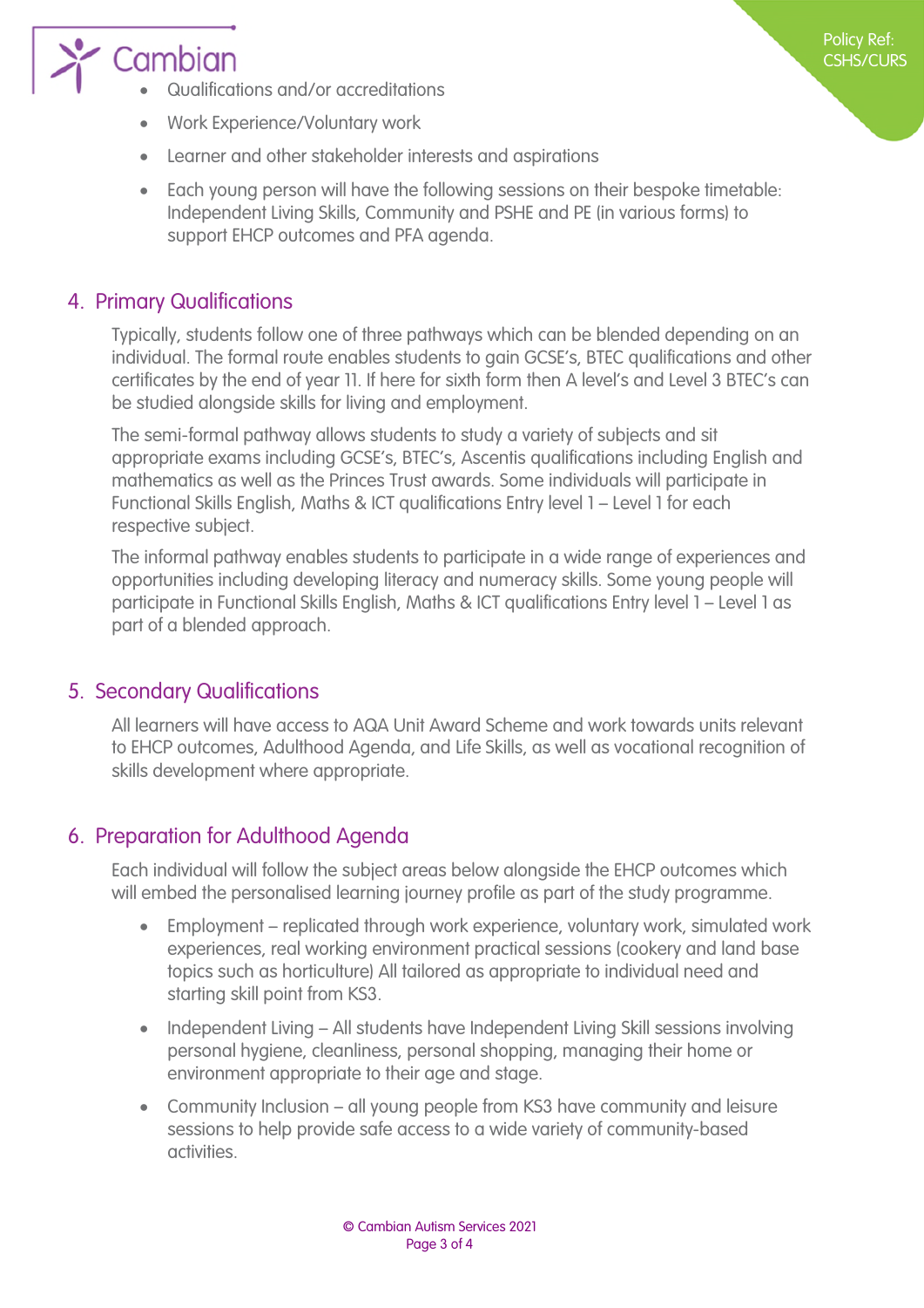- Qualifications and/or accreditations
- Work Experience/Voluntary work
- Learner and other stakeholder interests and aspirations
- Each young person will have the following sessions on their bespoke timetable: Independent Living Skills, Community and PSHE and PE (in various forms) to support EHCP outcomes and PFA agenda.

## 4. Primary Qualifications

Typically, students follow one of three pathways which can be blended depending on an individual. The formal route enables students to gain GCSE's, BTEC qualifications and other certificates by the end of year 11. If here for sixth form then A level's and Level 3 BTEC's can be studied alongside skills for living and employment.

The semi-formal pathway allows students to study a variety of subjects and sit appropriate exams including GCSE's, BTEC's, Ascentis qualifications including English and mathematics as well as the Princes Trust awards. Some individuals will participate in Functional Skills English, Maths & ICT qualifications Entry level 1 – Level 1 for each respective subject.

The informal pathway enables students to participate in a wide range of experiences and opportunities including developing literacy and numeracy skills. Some young people will participate in Functional Skills English, Maths & ICT qualifications Entry level 1 – Level 1 as part of a blended approach.

## 5. Secondary Qualifications

All learners will have access to AQA Unit Award Scheme and work towards units relevant to EHCP outcomes, Adulthood Agenda, and Life Skills, as well as vocational recognition of skills development where appropriate.

## 6. Preparation for Adulthood Agenda

Each individual will follow the subject areas below alongside the EHCP outcomes which will embed the personalised learning journey profile as part of the study programme.

- Employment – replicated through work experience, voluntary work, simulated work experiences, real working environment practical sessions (cookery and land base topics such as horticulture) All tailored as appropriate to individual need and starting skill point from KS3.
- Independent Living – All students have Independent Living Skill sessions involving personal hygiene, cleanliness, personal shopping, managing their home or environment appropriate to their age and stage.
- Community Inclusion – all young people from KS3 have community and leisure sessions to help provide safe access to a wide variety of community-based activities.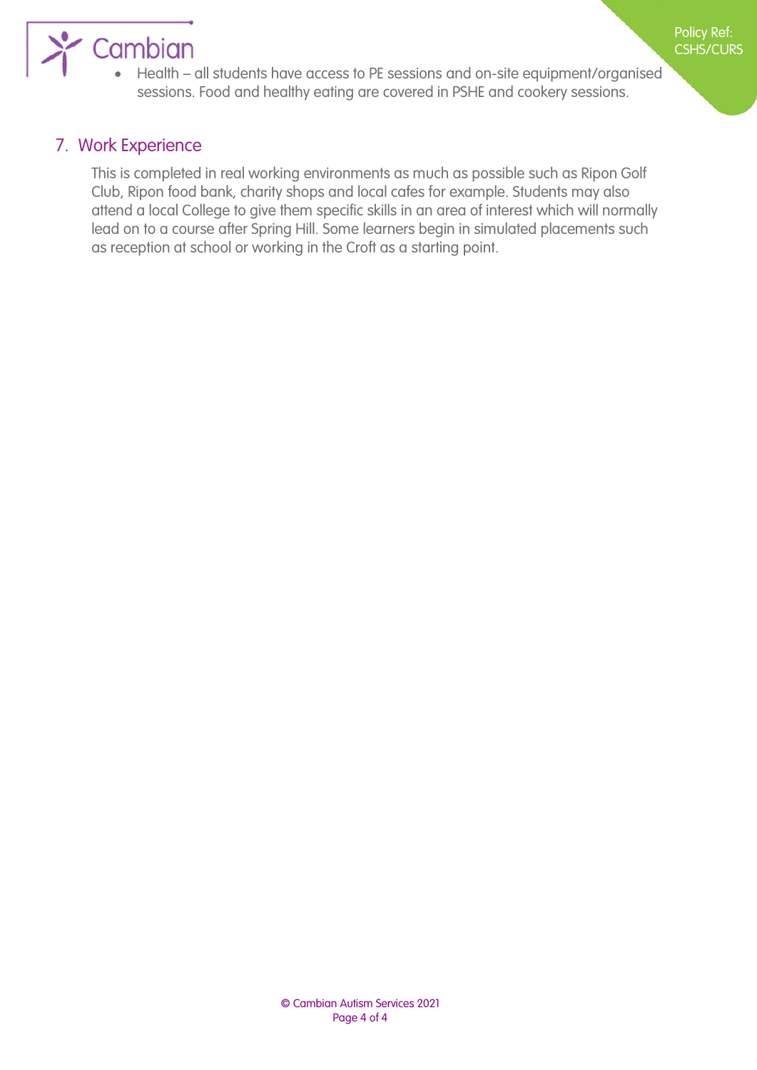- Health – all students have access to PE sessions and on-site equipment/organised sessions. Food and healthy eating are covered in PSHE and cookery sessions.

## 7. Work Experience

This is completed in real working environments as much as possible such as Ripon Golf Club, Ripon food bank, charity shops and local cafes for example. Students may also attend a local College to give them specific skills in an area of interest which will normally lead on to a course after Spring Hill. Some learners begin in simulated placements such as reception at school or working in the Croft as a starting point.